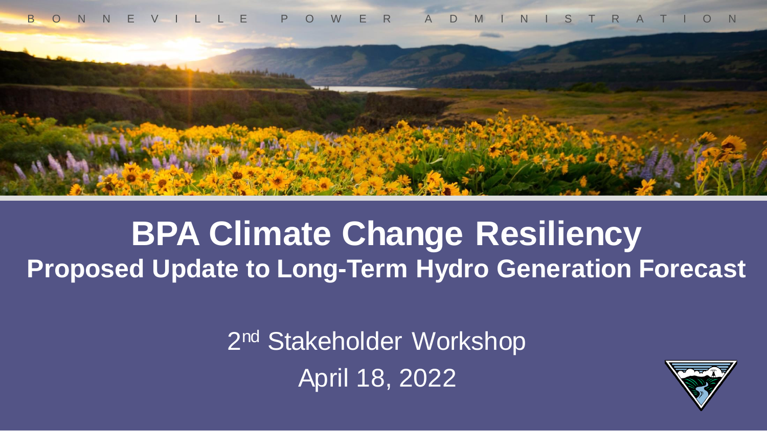BONNEVILLE POWER ADMINISTRATION

# BPA Climate Change Resiliency

## Proposed Update to Long-Term Hydro Generation Forecast

2nd Stakeholder Workshop

April 18, 2022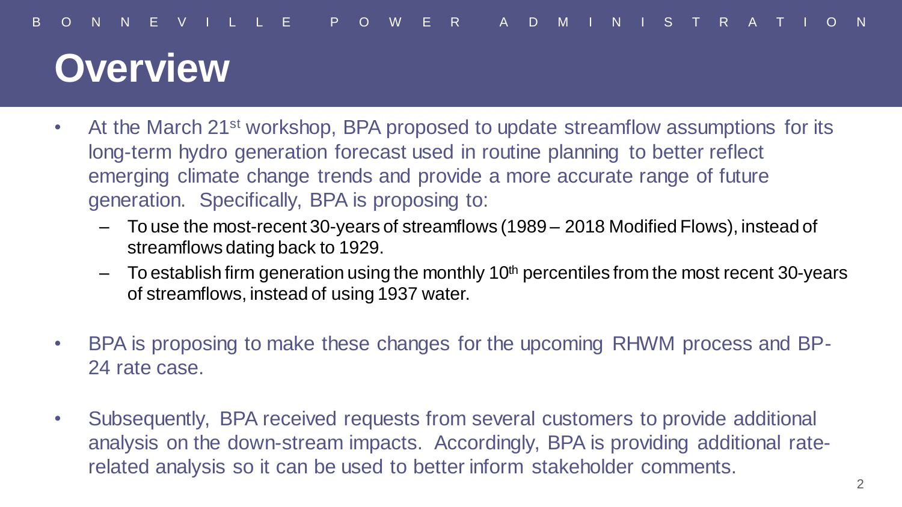# Overview

- At the March 21st workshop, BPA proposed to update streamflow assumptions for its long-term hydro generation forecast used in routine planning to better reflect emerging climate change trends and provide a more accurate range of future generation. Specifically, BPA is proposing to:
  - To use the most-recent 30-years of streamflows (1989 – 2018 Modified Flows), instead of streamflows dating back to 1929.
  - To establish firm generation using the monthly 10th percentiles from the most recent 30-years of streamflows, instead of using 1937 water.
- BPA is proposing to make these changes for the upcoming RHWM process and BP-24 rate case.
- Subsequently, BPA received requests from several customers to provide additional analysis on the down-stream impacts. Accordingly, BPA is providing additional rate-related analysis so it can be used to better inform stakeholder comments.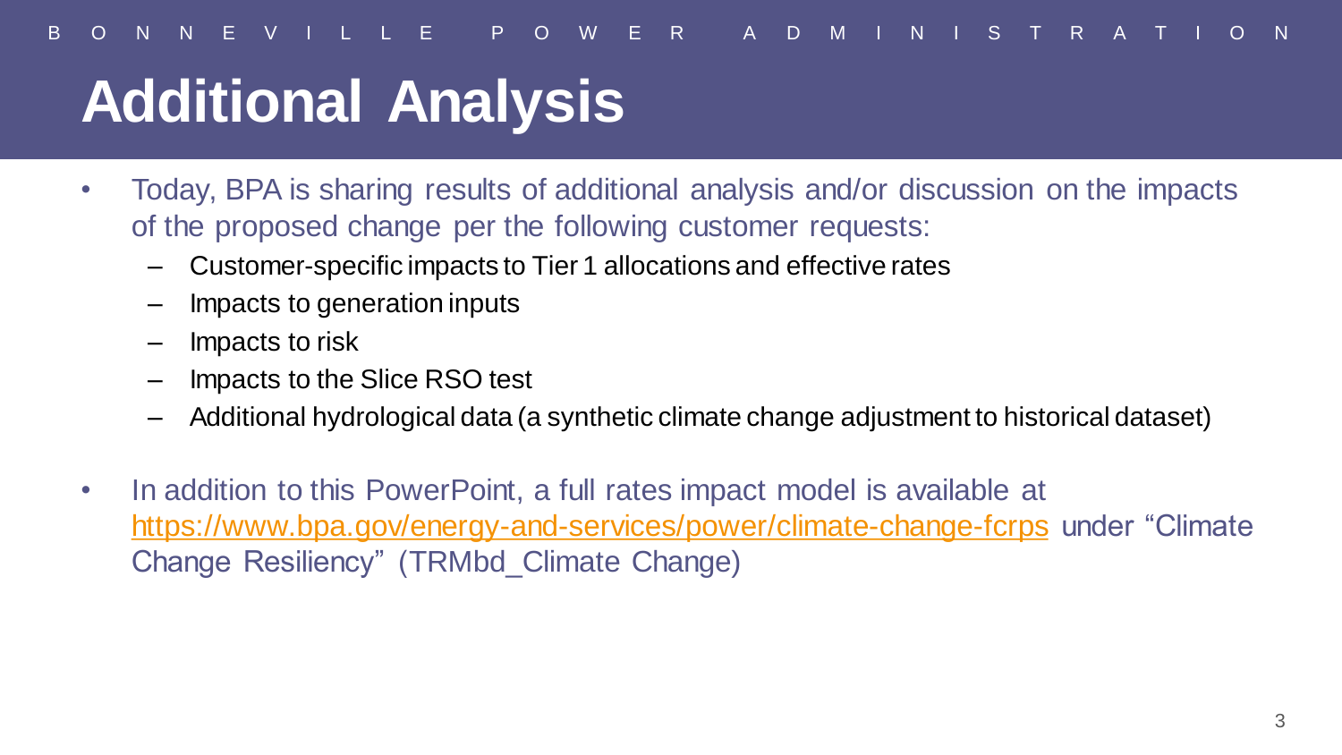# Additional Analysis

- Today, BPA is sharing results of additional analysis and/or discussion on the impacts of the proposed change per the following customer requests:
  - Customer-specific impacts to Tier 1 allocations and effective rates
  - Impacts to generation inputs
  - Impacts to risk
  - Impacts to the Slice RSO test
  - Additional hydrological data (a synthetic climate change adjustment to historical dataset)
- In addition to this PowerPoint, a full rates impact model is available at https://www.bpa.gov/energy-and-services/power/climate-change-fcrps under "Climate Change Resiliency" (TRMbd_Climate Change)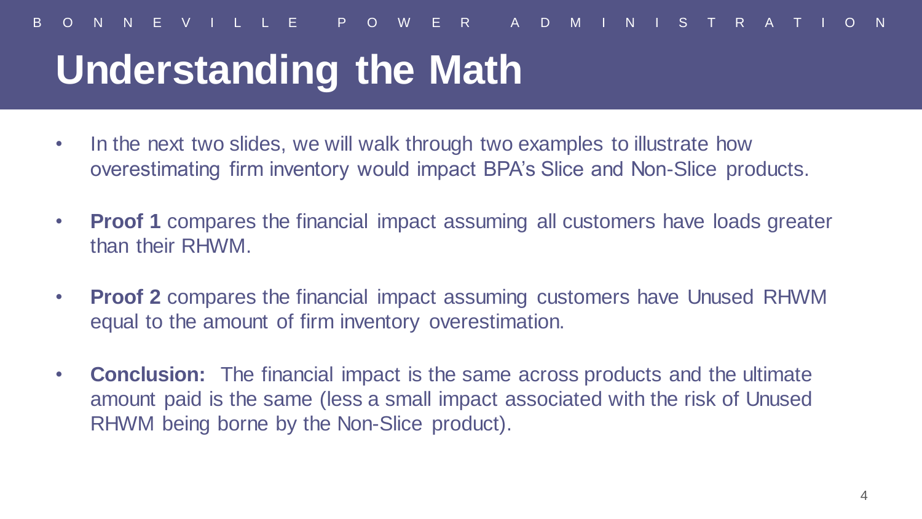# Understanding the Math

- In the next two slides, we will walk through two examples to illustrate how overestimating firm inventory would impact BPA's Slice and Non-Slice products.
- **Proof 1** compares the financial impact assuming all customers have loads greater than their RHWM.
- **Proof 2** compares the financial impact assuming customers have Unused RHWM equal to the amount of firm inventory overestimation.
- **Conclusion:** The financial impact is the same across products and the ultimate amount paid is the same (less a small impact associated with the risk of Unused RHWM being borne by the Non-Slice product).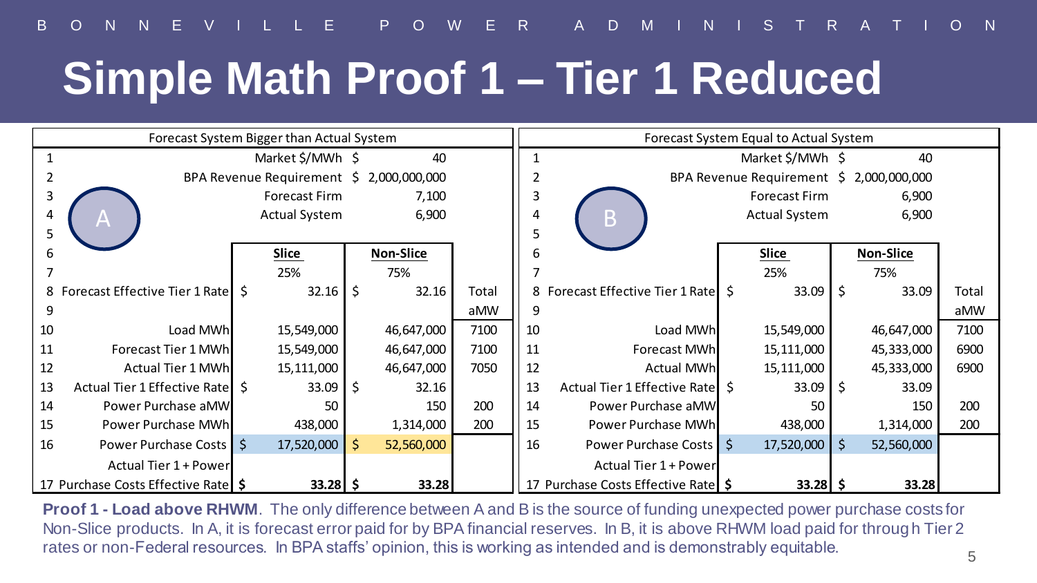# Simple Math Proof 1 – Tier 1 Reduced

**Forecast System Bigger than Actual System (A)**

| | | Slice | Non-Slice | Total |
|---|---|---|---|---|
| 1 | Market $/MWh | | $ 40 | |
| 2 | BPA Revenue Requirement | | $ 2,000,000,000 | |
| 3 | Forecast Firm | | 7,100 | |
| 4 | Actual System | | 6,900 | |
| 5 | | | | |
| 6 | | Slice | Non-Slice | |
| 7 | | 25% | 75% | |
| 8 | Forecast Effective Tier 1 Rate | $ 32.16 | $ 32.16 | Total |
| 9 | | | | aMW |
| 10 | Load MWh | 15,549,000 | 46,647,000 | 7100 |
| 11 | Forecast Tier 1 MWh | 15,549,000 | 46,647,000 | 7100 |
| 12 | Actual Tier 1 MWh | 15,111,000 | 46,647,000 | 7050 |
| 13 | Actual Tier 1 Effective Rate | $ 33.09 | $ 32.16 | |
| 14 | Power Purchase aMW | 50 | 150 | 200 |
| 15 | Power Purchase MWh | 438,000 | 1,314,000 | 200 |
| 16 | Power Purchase Costs | $ 17,520,000 | $ 52,560,000 | |
| 17 | Actual Tier 1 + Power Purchase Costs Effective Rate | **$ 33.28** | **$ 33.28** | |

**Forecast System Equal to Actual System (B)**

| | | Slice | Non-Slice | Total |
|---|---|---|---|---|
| 1 | Market $/MWh | | $ 40 | |
| 2 | BPA Revenue Requirement | | $ 2,000,000,000 | |
| 3 | Forecast Firm | | 6,900 | |
| 4 | Actual System | | 6,900 | |
| 5 | | | | |
| 6 | | Slice | Non-Slice | |
| 7 | | 25% | 75% | |
| 8 | Forecast Effective Tier 1 Rate | $ 33.09 | $ 33.09 | Total |
| 9 | | | | aMW |
| 10 | Load MWh | 15,549,000 | 46,647,000 | 7100 |
| 11 | Forecast MWh | 15,111,000 | 45,333,000 | 6900 |
| 12 | Actual MWh | 15,111,000 | 45,333,000 | 6900 |
| 13 | Actual Tier 1 Effective Rate | $ 33.09 | $ 33.09 | |
| 14 | Power Purchase aMW | 50 | 150 | 200 |
| 15 | Power Purchase MWh | 438,000 | 1,314,000 | 200 |
| 16 | Power Purchase Costs | $ 17,520,000 | $ 52,560,000 | |
| 17 | Actual Tier 1 + Power Purchase Costs Effective Rate | **$ 33.28** | **$ 33.28** | |

**Proof 1 - Load above RHWM**. The only difference between A and B is the source of funding unexpected power purchase costs for Non-Slice products. In A, it is forecast error paid for by BPA financial reserves. In B, it is above RHWM load paid for through Tier 2 rates or non-Federal resources. In BPA staffs' opinion, this is working as intended and is demonstrably equitable.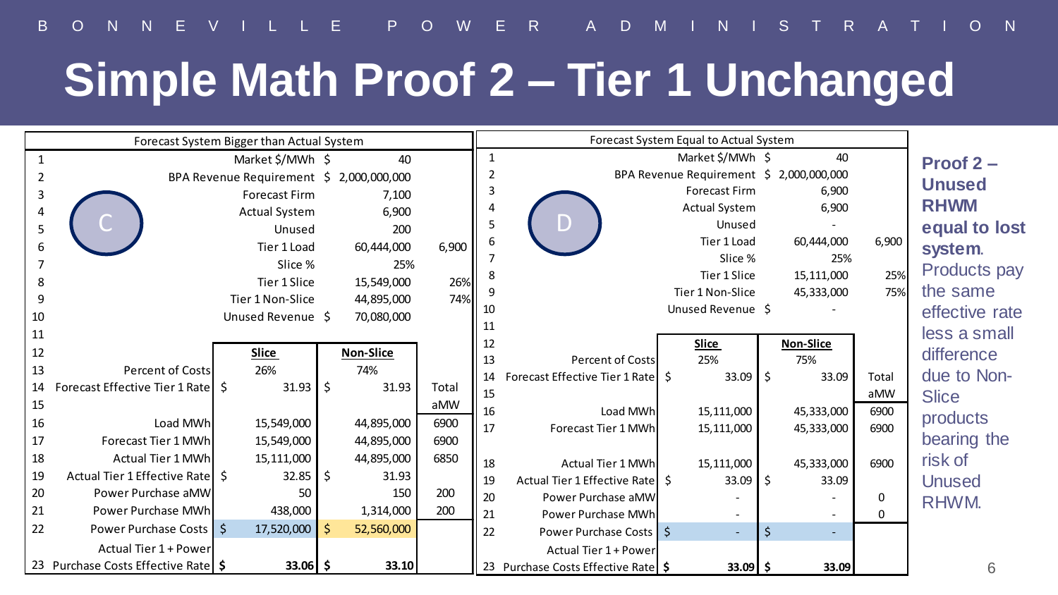# Simple Math Proof 2 – Tier 1 Unchanged

**Forecast System Bigger than Actual System** (C)

| # | | Slice | Non-Slice | |
|---|---|---|---|---|
| 1 | Market $/MWh | $ 40 | | |
| 2 | BPA Revenue Requirement | $ 2,000,000,000 | | |
| 3 | Forecast Firm | 7,100 | | |
| 4 | Actual System | 6,900 | | |
| 5 | Unused | 200 | | |
| 6 | Tier 1 Load | 60,444,000 | | 6,900 |
| 7 | Slice % | 25% | | |
| 8 | Tier 1 Slice | 15,549,000 | | 26% |
| 9 | Tier 1 Non-Slice | 44,895,000 | | 74% |
| 10 | Unused Revenue | $ 70,080,000 | | |
| 11 | | | | |
| 12 | | **Slice** | **Non-Slice** | |
| 13 | Percent of Costs | 26% | 74% | |
| 14 | Forecast Effective Tier 1 Rate | $ 31.93 | $ 31.93 | Total |
| 15 | | | | aMW |
| 16 | Load MWh | 15,549,000 | 44,895,000 | 6900 |
| 17 | Forecast Tier 1 MWh | 15,549,000 | 44,895,000 | 6900 |
| 18 | Actual Tier 1 MWh | 15,111,000 | 44,895,000 | 6850 |
| 19 | Actual Tier 1 Effective Rate | $ 32.85 | $ 31.93 | |
| 20 | Power Purchase aMW | 50 | 150 | 200 |
| 21 | Power Purchase MWh | 438,000 | 1,314,000 | 200 |
| 22 | Power Purchase Costs | $ 17,520,000 | $ 52,560,000 | |
| 23 | Actual Tier 1 + Power Purchase Costs Effective Rate | **$ 33.06** | **$ 33.10** | |

**Forecast System Equal to Actual System** (D)

| # | | Slice | Non-Slice | |
|---|---|---|---|---|
| 1 | Market $/MWh | $ 40 | | |
| 2 | BPA Revenue Requirement | $ 2,000,000,000 | | |
| 3 | Forecast Firm | 6,900 | | |
| 4 | Actual System | 6,900 | | |
| 5 | Unused | - | | |
| 6 | Tier 1 Load | 60,444,000 | | 6,900 |
| 7 | Slice % | 25% | | |
| 8 | Tier 1 Slice | 15,111,000 | | 25% |
| 9 | Tier 1 Non-Slice | 45,333,000 | | 75% |
| 10 | Unused Revenue | $ - | | |
| 11 | | | | |
| 12 | | **Slice** | **Non-Slice** | |
| 13 | Percent of Costs | 25% | 75% | |
| 14 | Forecast Effective Tier 1 Rate | $ 33.09 | $ 33.09 | Total |
| 15 | | | | aMW |
| 16 | Load MWh | 15,111,000 | 45,333,000 | 6900 |
| 17 | Forecast Tier 1 MWh | 15,111,000 | 45,333,000 | 6900 |
| 18 | Actual Tier 1 MWh | 15,111,000 | 45,333,000 | 6900 |
| 19 | Actual Tier 1 Effective Rate | $ 33.09 | $ 33.09 | |
| 20 | Power Purchase aMW | - | - | 0 |
| 21 | Power Purchase MWh | - | - | 0 |
| 22 | Power Purchase Costs | $ - | $ - | |
| 23 | Actual Tier 1 + Power Purchase Costs Effective Rate | **$ 33.09** | **$ 33.09** | |

**Proof 2 – Unused RHWM equal to lost system.** Products pay the same effective rate less a small difference due to Non-Slice products bearing the risk of Unused RHWM.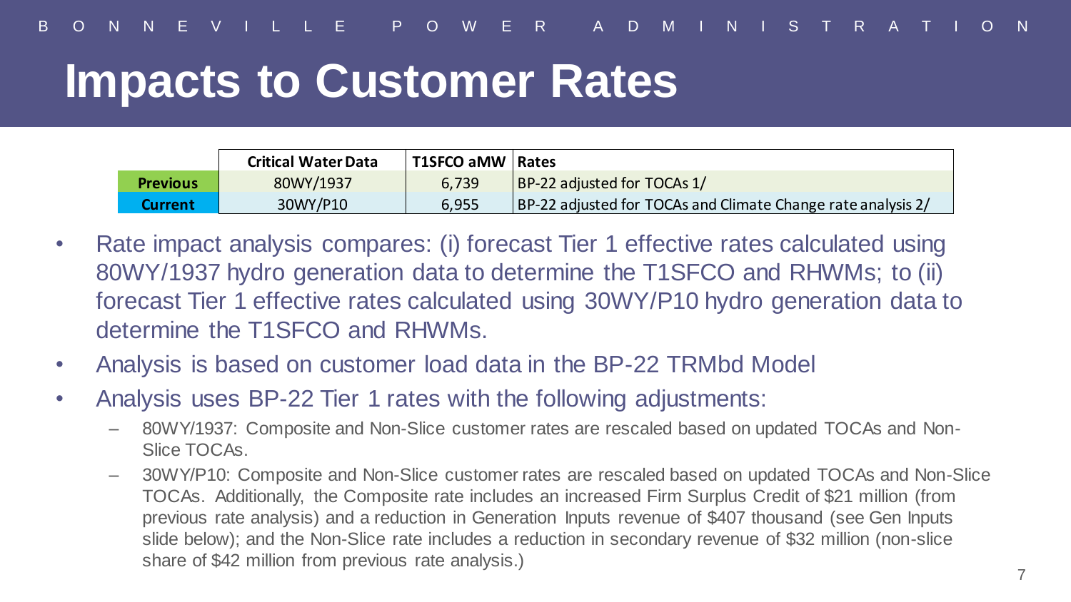# Impacts to Customer Rates

| | Critical Water Data | T1SFCO aMW | Rates |
|---|---|---|---|
| **Previous** | 80WY/1937 | 6,739 | BP-22 adjusted for TOCAs 1/ |
| **Current** | 30WY/P10 | 6,955 | BP-22 adjusted for TOCAs and Climate Change rate analysis 2/ |

- Rate impact analysis compares: (i) forecast Tier 1 effective rates calculated using 80WY/1937 hydro generation data to determine the T1SFCO and RHWMs; to (ii) forecast Tier 1 effective rates calculated using 30WY/P10 hydro generation data to determine the T1SFCO and RHWMs.
- Analysis is based on customer load data in the BP-22 TRMbd Model
- Analysis uses BP-22 Tier 1 rates with the following adjustments:
  - 80WY/1937: Composite and Non-Slice customer rates are rescaled based on updated TOCAs and Non-Slice TOCAs.
  - 30WY/P10: Composite and Non-Slice customer rates are rescaled based on updated TOCAs and Non-Slice TOCAs. Additionally, the Composite rate includes an increased Firm Surplus Credit of $21 million (from previous rate analysis) and a reduction in Generation Inputs revenue of $407 thousand (see Gen Inputs slide below); and the Non-Slice rate includes a reduction in secondary revenue of $32 million (non-slice share of $42 million from previous rate analysis.)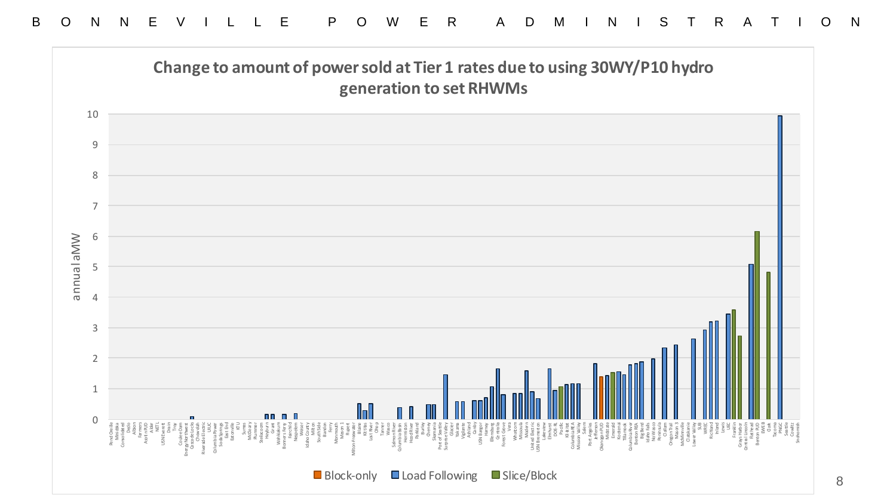## Change to amount of power sold at Tier 1 rates due to using 30WY/P10 hydro generation to set RHWMs

annual aMW

Block-only | Load Following | Slice/Block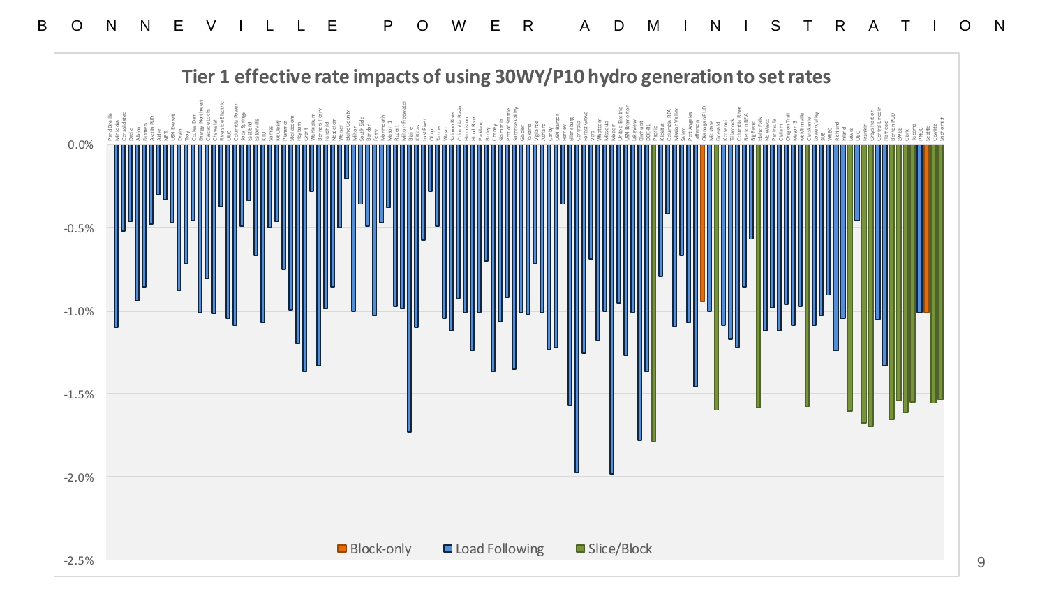# Tier 1 effective rate impacts of using 30WY/P10 hydro generation to set rates

Legend: Block-only | Load Following | Slice/Block

Y-axis: 0.0%, -0.5%, -1.0%, -1.5%, -2.0%, -2.5%

Utilities (x-axis): Pend Oreille, Minidoka, Consolidated, Declo, Albion, Farmers, Asotin PUD, Alder, NETL, USN Everett, Drain, Troy, Coulee Dam, Energy Northwest, Cascade Locks, Chewelah, Riverside Electric, UIUC, Columbia Power, Soda Springs, East End, Eatonville, KTU, Sumas, McCleary, Plummer, Steilacoom, Heyburn, Grant, Wahkiakum, Bonners Ferry, Fairchild, Nespelem, Weiser, Idaho County, Milton, South Side, Bandon, Ferry, Monmouth, Mason 1, Rupert, Milton Freewater, Blaine, Kittitas, Lost River, Ohop, Tanner, Wasco, Salmon River, Columbia Basin, Hermiston, Hood River, Parkland, Burley, Cheney, Skamania, Port of Seattle, Surprise Valley, Glacier, Yakama, Vigilante, Ashland, Canby, USN Bangor, Harney, Ellensburg, Centralia, Forest Grove, Vera, Whatcom, Missoula, Modern, United Electric, USN Bremerton, Lakeview, Elmhurst, DOE RL, Pacific, Klickitat, Columbia REA, Mission Valley, Salem, Port Angeles, Jefferson, Okanogan PUD, Midstate, Emerald, Kootenai, Tillamook, Columbia River, Benton REA, Big Bend, Idaho Falls, No Wasco, Peninsula, Clallam, Oregon Trail, Mason 3, McMinnville, Clatskanie, Lower Valley, SUB, WREC, Richland, Inland, Lewis, UEC, Franklin, Grays Harbor, Central Lincoln, Flathead, Benton PUD, EWEB, Clark, Tacoma, PNGC, Seattle, Cowlitz, Snohomish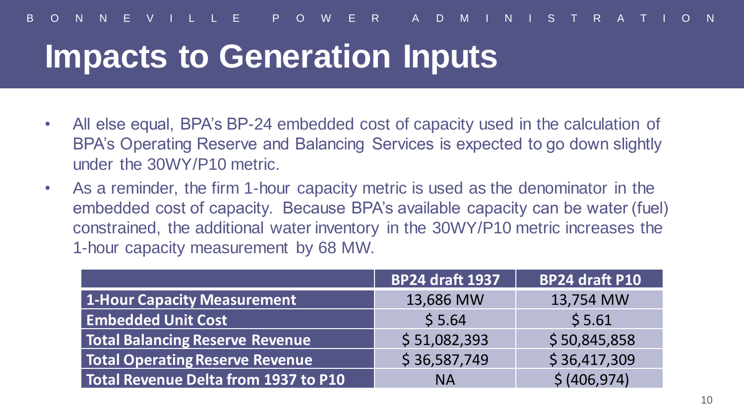# Impacts to Generation Inputs

- All else equal, BPA's BP-24 embedded cost of capacity used in the calculation of BPA's Operating Reserve and Balancing Services is expected to go down slightly under the 30WY/P10 metric.
- As a reminder, the firm 1-hour capacity metric is used as the denominator in the embedded cost of capacity. Because BPA's available capacity can be water (fuel) constrained, the additional water inventory in the 30WY/P10 metric increases the 1-hour capacity measurement by 68 MW.

| | BP24 draft 1937 | BP24 draft P10 |
|---|---|---|
| **1-Hour Capacity Measurement** | 13,686 MW | 13,754 MW |
| **Embedded Unit Cost** | $ 5.64 | $ 5.61 |
| **Total Balancing Reserve Revenue** | $ 51,082,393 | $ 50,845,858 |
| **Total Operating Reserve Revenue** | $ 36,587,749 | $ 36,417,309 |
| **Total Revenue Delta from 1937 to P10** | NA | $ (406,974) |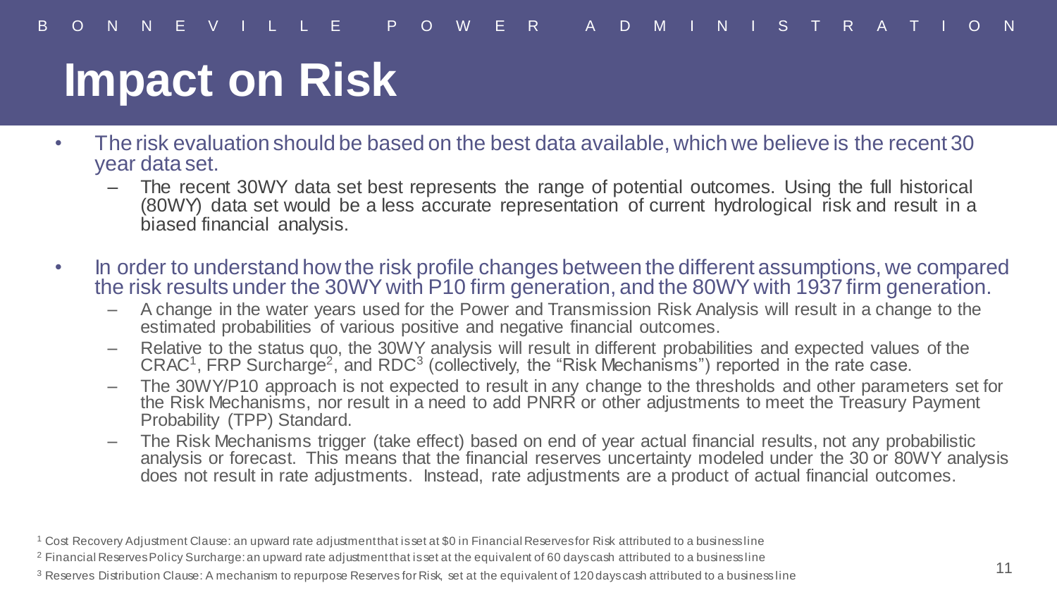# Impact on Risk

- The risk evaluation should be based on the best data available, which we believe is the recent 30 year data set.
  - The recent 30WY data set best represents the range of potential outcomes. Using the full historical (80WY) data set would be a less accurate representation of current hydrological risk and result in a biased financial analysis.
- In order to understand how the risk profile changes between the different assumptions, we compared the risk results under the 30WY with P10 firm generation, and the 80WY with 1937 firm generation.
  - A change in the water years used for the Power and Transmission Risk Analysis will result in a change to the estimated probabilities of various positive and negative financial outcomes.
  - Relative to the status quo, the 30WY analysis will result in different probabilities and expected values of the CRAC[1], FRP Surcharge[2], and RDC[3] (collectively, the "Risk Mechanisms") reported in the rate case.
  - The 30WY/P10 approach is not expected to result in any change to the thresholds and other parameters set for the Risk Mechanisms, nor result in a need to add PNRR or other adjustments to meet the Treasury Payment Probability (TPP) Standard.
  - The Risk Mechanisms trigger (take effect) based on end of year actual financial results, not any probabilistic analysis or forecast. This means that the financial reserves uncertainty modeled under the 30 or 80WY analysis does not result in rate adjustments. Instead, rate adjustments are a product of actual financial outcomes.

[1] Cost Recovery Adjustment Clause: an upward rate adjustment that is set at $0 in Financial Reserves for Risk attributed to a business line

[2] Financial Reserves Policy Surcharge: an upward rate adjustment that is set at the equivalent of 60 days cash attributed to a business line

[3] Reserves Distribution Clause: A mechanism to repurpose Reserves for Risk, set at the equivalent of 120 days cash attributed to a business line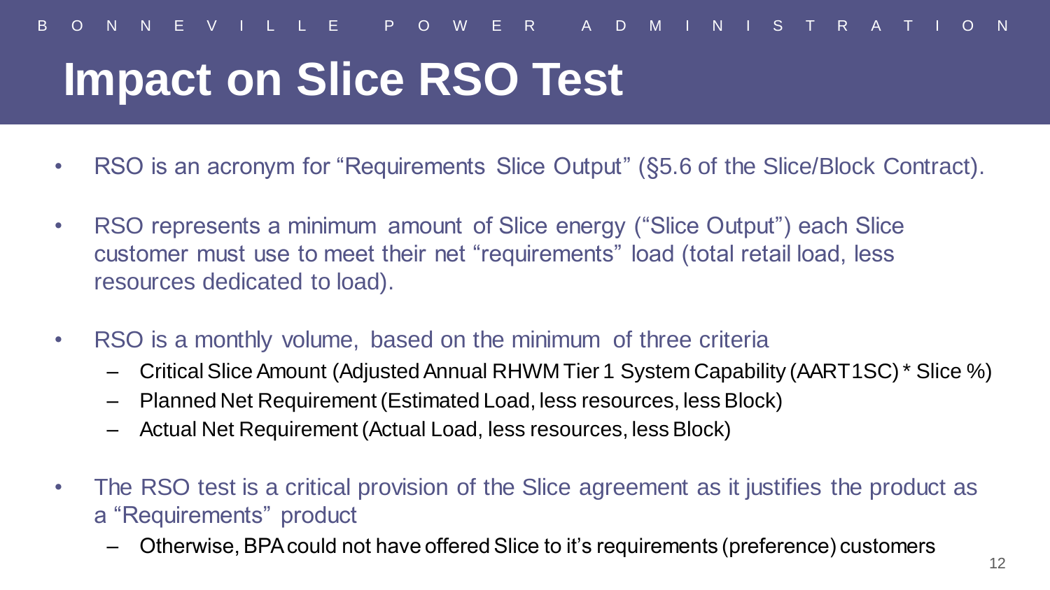# Impact on Slice RSO Test

- RSO is an acronym for "Requirements Slice Output" (§5.6 of the Slice/Block Contract).
- RSO represents a minimum amount of Slice energy ("Slice Output") each Slice customer must use to meet their net "requirements" load (total retail load, less resources dedicated to load).
- RSO is a monthly volume, based on the minimum of three criteria
  - Critical Slice Amount (Adjusted Annual RHWM Tier 1 System Capability (AART1SC) * Slice %)
  - Planned Net Requirement (Estimated Load, less resources, less Block)
  - Actual Net Requirement (Actual Load, less resources, less Block)
- The RSO test is a critical provision of the Slice agreement as it justifies the product as a "Requirements" product
  - Otherwise, BPA could not have offered Slice to it's requirements (preference) customers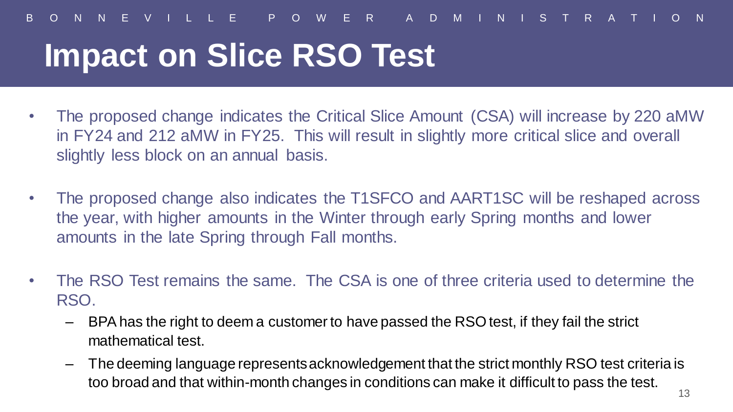# Impact on Slice RSO Test

- The proposed change indicates the Critical Slice Amount (CSA) will increase by 220 aMW in FY24 and 212 aMW in FY25. This will result in slightly more critical slice and overall slightly less block on an annual basis.
- The proposed change also indicates the T1SFCO and AART1SC will be reshaped across the year, with higher amounts in the Winter through early Spring months and lower amounts in the late Spring through Fall months.
- The RSO Test remains the same. The CSA is one of three criteria used to determine the RSO.
  - BPA has the right to deem a customer to have passed the RSO test, if they fail the strict mathematical test.
  - The deeming language represents acknowledgement that the strict monthly RSO test criteria is too broad and that within-month changes in conditions can make it difficult to pass the test.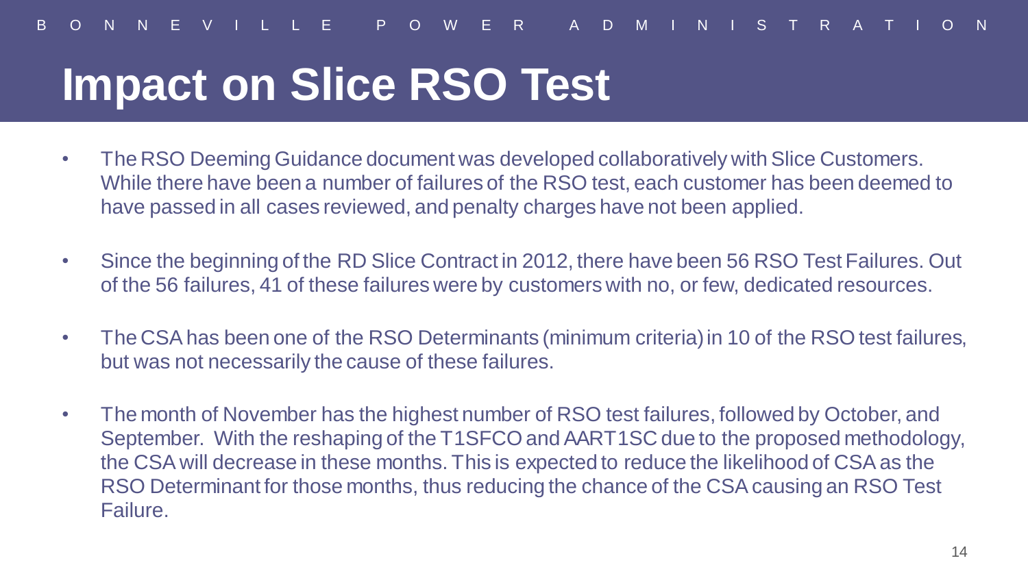# Impact on Slice RSO Test

- The RSO Deeming Guidance document was developed collaboratively with Slice Customers. While there have been a number of failures of the RSO test, each customer has been deemed to have passed in all cases reviewed, and penalty charges have not been applied.
- Since the beginning of the RD Slice Contract in 2012, there have been 56 RSO Test Failures. Out of the 56 failures, 41 of these failures were by customers with no, or few, dedicated resources.
- The CSA has been one of the RSO Determinants (minimum criteria) in 10 of the RSO test failures, but was not necessarily the cause of these failures.
- The month of November has the highest number of RSO test failures, followed by October, and September. With the reshaping of the T1SFCO and AART1SC due to the proposed methodology, the CSA will decrease in these months. This is expected to reduce the likelihood of CSA as the RSO Determinant for those months, thus reducing the chance of the CSA causing an RSO Test Failure.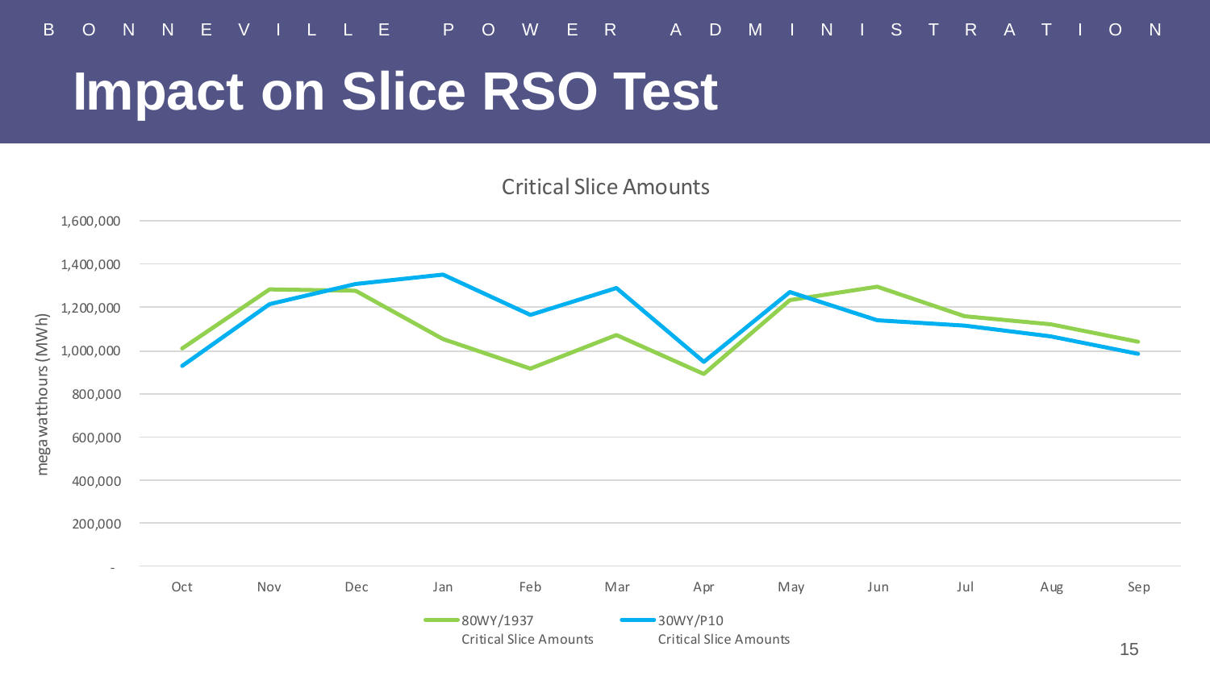# Impact on Slice RSO Test

Critical Slice Amounts

megawatthours (MWh)

1,600,000
1,400,000
1,200,000
1,000,000
800,000
600,000
400,000
200,000
-

Oct Nov Dec Jan Feb Mar Apr May Jun Jul Aug Sep

80WY/1937 Critical Slice Amounts

30WY/P10 Critical Slice Amounts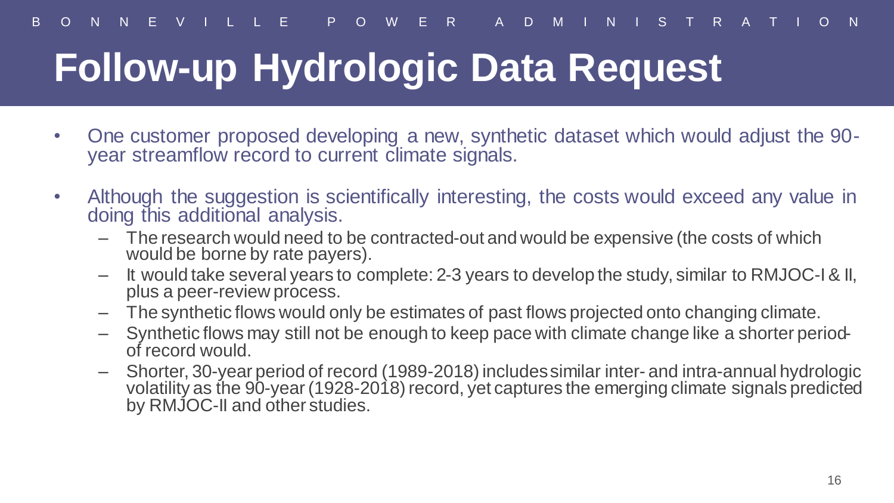# Follow-up Hydrologic Data Request

- One customer proposed developing a new, synthetic dataset which would adjust the 90-year streamflow record to current climate signals.
- Although the suggestion is scientifically interesting, the costs would exceed any value in doing this additional analysis.
  - The research would need to be contracted-out and would be expensive (the costs of which would be borne by rate payers).
  - It would take several years to complete: 2-3 years to develop the study, similar to RMJOC-I & II, plus a peer-review process.
  - The synthetic flows would only be estimates of past flows projected onto changing climate.
  - Synthetic flows may still not be enough to keep pace with climate change like a shorter period-of record would.
  - Shorter, 30-year period of record (1989-2018) includes similar inter- and intra-annual hydrologic volatility as the 90-year (1928-2018) record, yet captures the emerging climate signals predicted by RMJOC-II and other studies.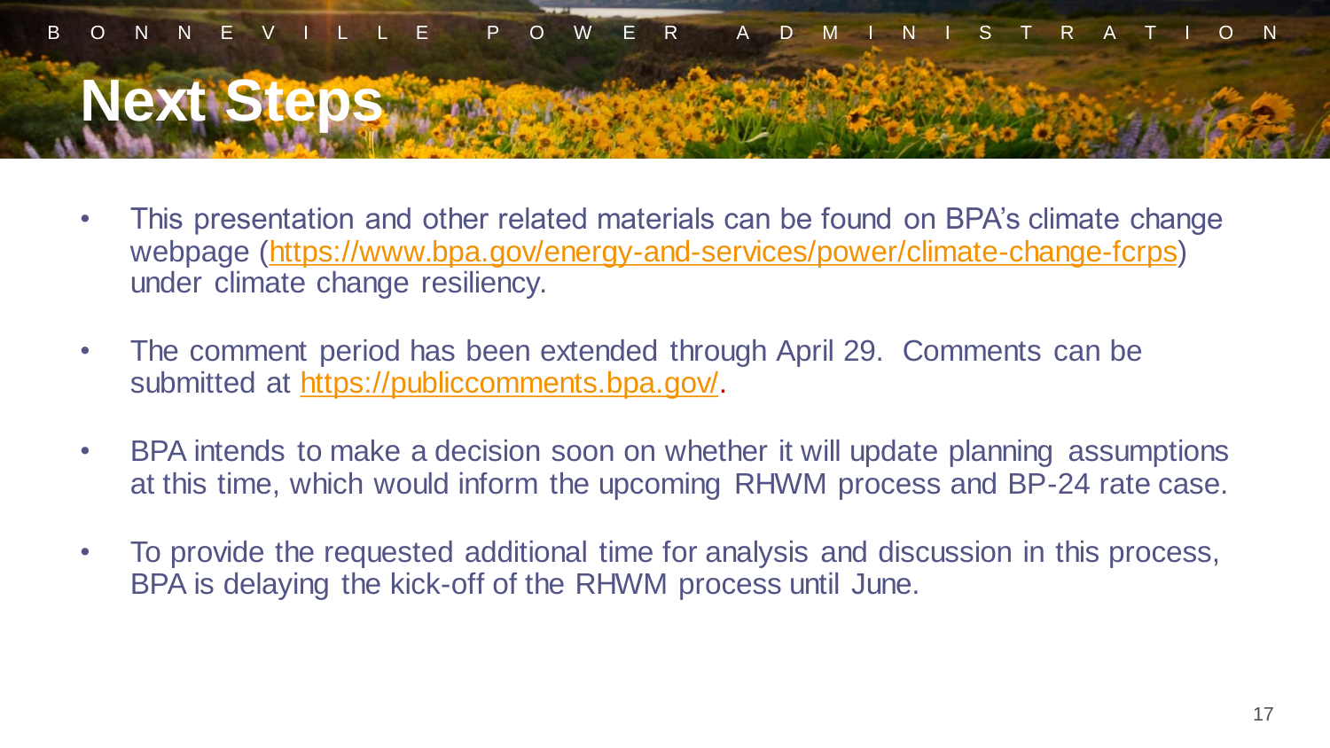# Next Steps

- This presentation and other related materials can be found on BPA's climate change webpage (https://www.bpa.gov/energy-and-services/power/climate-change-fcrps) under climate change resiliency.
- The comment period has been extended through April 29. Comments can be submitted at https://publiccomments.bpa.gov/.
- BPA intends to make a decision soon on whether it will update planning assumptions at this time, which would inform the upcoming RHWM process and BP-24 rate case.
- To provide the requested additional time for analysis and discussion in this process, BPA is delaying the kick-off of the RHWM process until June.